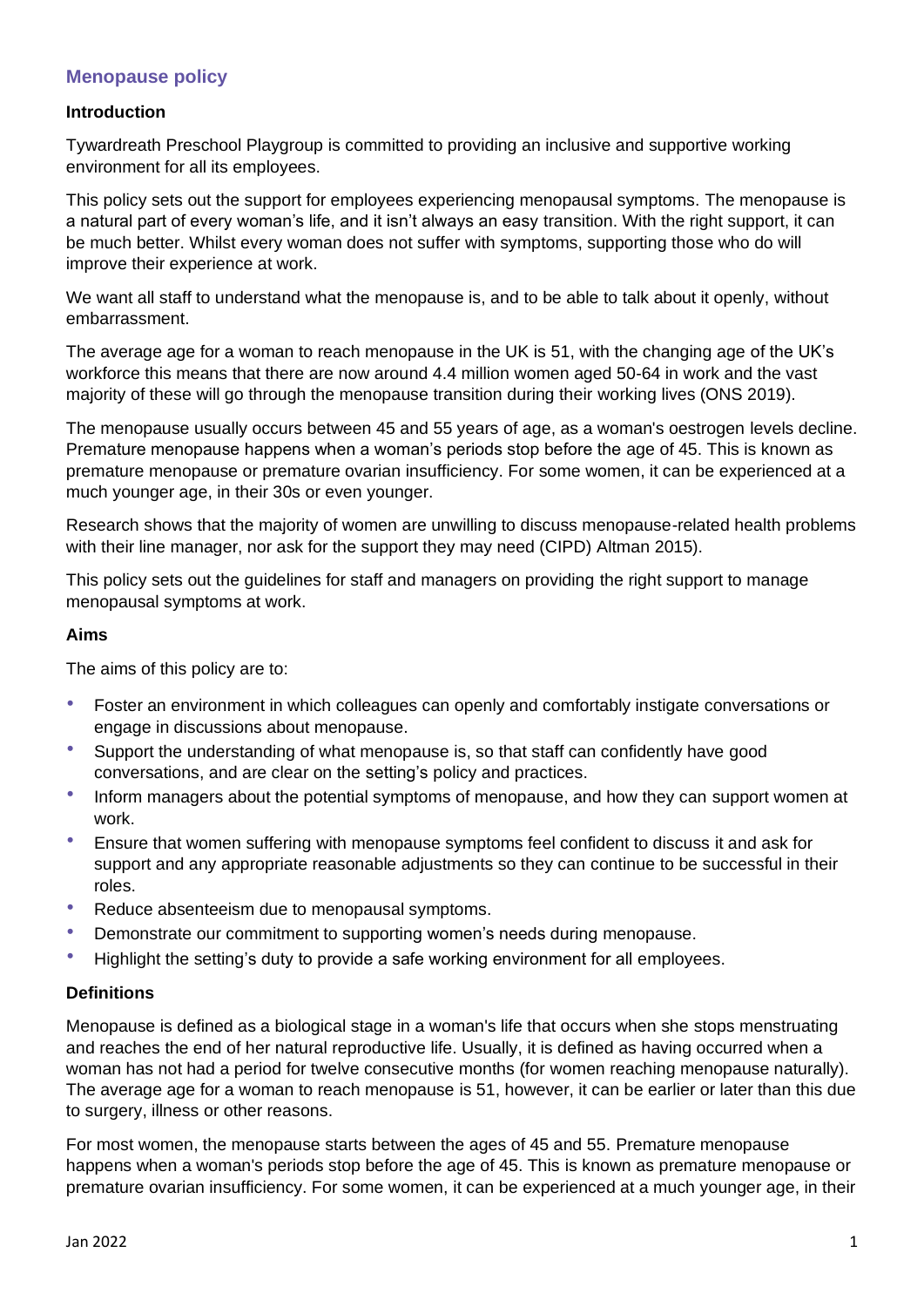## Menopause policy

### Introduction

Tywardreath Preschool Playgroup is committed to providing an inclusive and supportive working environment for all its employees.

This policy sets out the support for employees experiencing menopausal symptoms. The menopause is a natural part of every woman's life, and it isn't always an easy transition. With the right support, it can be much better. Whilst every woman does not suffer with symptoms, supporting those who do will improve their experience at work.

We want all staff to understand what the menopause is, and to be able to talk about it openly, without embarrassment.

The average age for a woman to reach menopause in the UK is 51, with the changing age of the UK's workforce this means that there are now around 4.4 million women aged 50-64 in work and the vast majority of these will go through the menopause transition during their working lives (ONS 2019).

The menopause usually occurs between 45 and 55 years of age, as a woman's oestrogen levels decline. Premature menopause happens when a woman's periods stop before the age of 45. This is known as premature menopause or premature ovarian insufficiency. For some women, it can be experienced at a much younger age, in their 30s or even younger.

Research shows that the majority of women are unwilling to discuss menopause-related health problems with their line manager, nor ask for the support they may need (CIPD) Altman 2015).

This policy sets out the guidelines for staff and managers on providing the right support to manage menopausal symptoms at work.

### Aims

The aims of this policy are to:

- Foster an environment in which colleagues can openly and comfortably instigate conversations or engage in discussions about menopause.
- Support the understanding of what menopause is, so that staff can confidently have good conversations, and are clear on the setting's policy and practices.
- Inform managers about the potential symptoms of menopause, and how they can support women at work.
- Ensure that women suffering with menopause symptoms feel confident to discuss it and ask for support and any appropriate reasonable adjustments so they can continue to be successful in their roles.
- Reduce absenteeism due to menopausal symptoms.
- Demonstrate our commitment to supporting women's needs during menopause.
- Highlight the setting's duty to provide a safe working environment for all employees.

### Definitions

Menopause is defined as a biological stage in a woman's life that occurs when she stops menstruating and reaches the end of her natural reproductive life. Usually, it is defined as having occurred when a woman has not had a period for twelve consecutive months (for women reaching menopause naturally). The average age for a woman to reach menopause is 51, however, it can be earlier or later than this due to surgery, illness or other reasons.

For most women, the menopause starts between the ages of 45 and 55. Premature menopause happens when a woman's periods stop before the age of 45. This is known as premature menopause or premature ovarian insufficiency. For some women, it can be experienced at a much younger age, in their

Jan 2022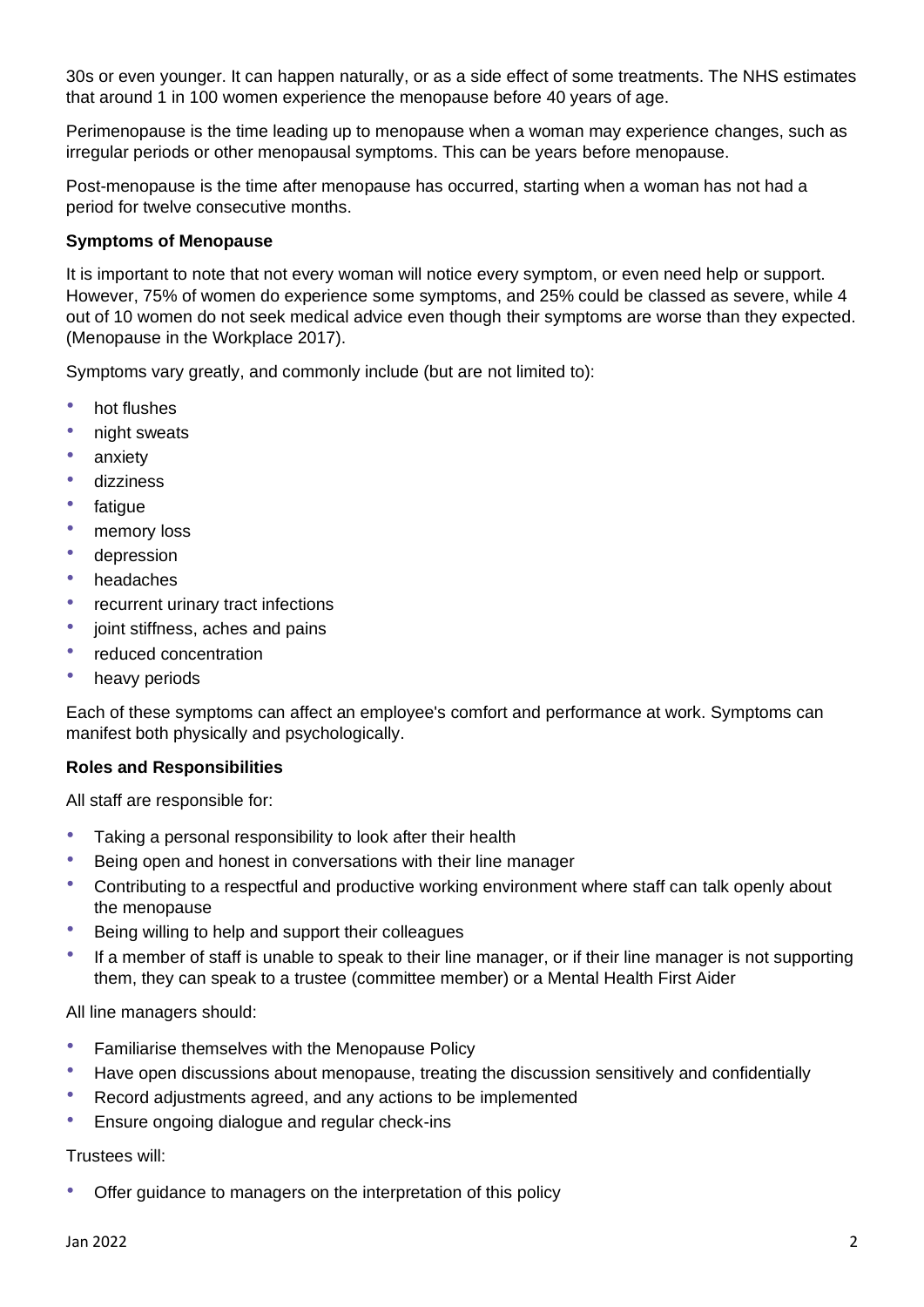30s or even younger. It can happen naturally, or as a side effect of some treatments. The NHS estimates that around 1 in 100 women experience the menopause before 40 years of age.

Perimenopause is the time leading up to menopause when a woman may experience changes, such as irregular periods or other menopausal symptoms. This can be years before menopause.

Post-menopause is the time after menopause has occurred, starting when a woman has not had a period for twelve consecutive months.

**Symptoms of Menopause**

It is important to note that not every woman will notice every symptom, or even need help or support. However, 75% of women do experience some symptoms, and 25% could be classed as severe, while 4 out of 10 women do not seek medical advice even though their symptoms are worse than they expected. (Menopause in the Workplace 2017).

Symptoms vary greatly, and commonly include (but are not limited to):

- hot flushes
- night sweats
- anxiety
- dizziness
- fatigue
- memory loss
- depression
- headaches
- recurrent urinary tract infections
- joint stiffness, aches and pains
- reduced concentration
- heavy periods

Each of these symptoms can affect an employee's comfort and performance at work. Symptoms can manifest both physically and psychologically.

**Roles and Responsibilities**

All staff are responsible for:

- Taking a personal responsibility to look after their health
- Being open and honest in conversations with their line manager
- Contributing to a respectful and productive working environment where staff can talk openly about the menopause
- Being willing to help and support their colleagues
- If a member of staff is unable to speak to their line manager, or if their line manager is not supporting them, they can speak to a trustee (committee member) or a Mental Health First Aider

All line managers should:

- Familiarise themselves with the Menopause Policy
- Have open discussions about menopause, treating the discussion sensitively and confidentially
- Record adjustments agreed, and any actions to be implemented
- Ensure ongoing dialogue and regular check-ins

Trustees will:

- Offer guidance to managers on the interpretation of this policy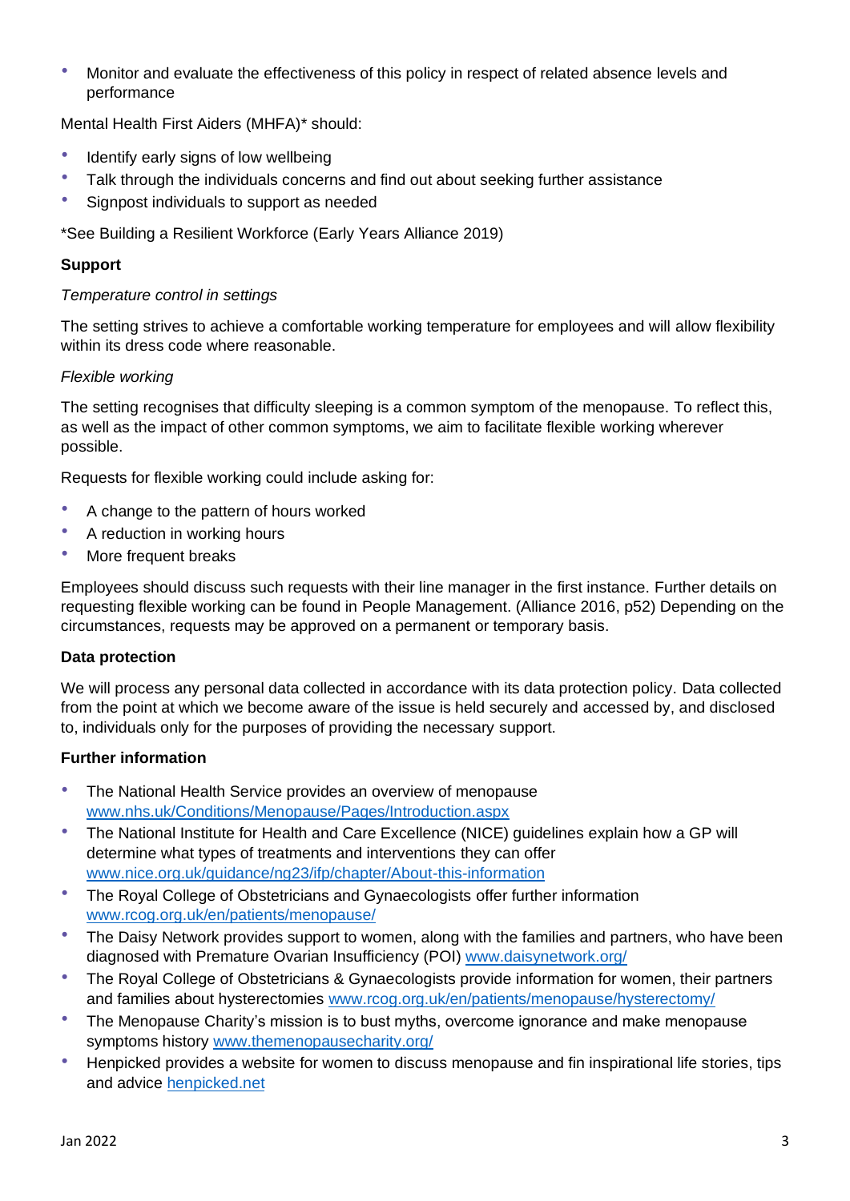- Monitor and evaluate the effectiveness of this policy in respect of related absence levels and performance

Mental Health First Aiders (MHFA)* should:

- Identify early signs of low wellbeing
- Talk through the individuals concerns and find out about seeking further assistance
- Signpost individuals to support as needed

*See Building a Resilient Workforce (Early Years Alliance 2019)

**Support**

*Temperature control in settings*

The setting strives to achieve a comfortable working temperature for employees and will allow flexibility within its dress code where reasonable.

*Flexible working*

The setting recognises that difficulty sleeping is a common symptom of the menopause. To reflect this, as well as the impact of other common symptoms, we aim to facilitate flexible working wherever possible.

Requests for flexible working could include asking for:

- A change to the pattern of hours worked
- A reduction in working hours
- More frequent breaks

Employees should discuss such requests with their line manager in the first instance. Further details on requesting flexible working can be found in People Management. (Alliance 2016, p52) Depending on the circumstances, requests may be approved on a permanent or temporary basis.

**Data protection**

We will process any personal data collected in accordance with its data protection policy. Data collected from the point at which we become aware of the issue is held securely and accessed by, and disclosed to, individuals only for the purposes of providing the necessary support.

**Further information**

- The National Health Service provides an overview of menopause [www.nhs.uk/Conditions/Menopause/Pages/Introduction.aspx](http://www.nhs.uk/Conditions/Menopause/Pages/Introduction.aspx)
- The National Institute for Health and Care Excellence (NICE) guidelines explain how a GP will determine what types of treatments and interventions they can offer [www.nice.org.uk/guidance/ng23/ifp/chapter/About-this-information](http://www.nice.org.uk/guidance/ng23/ifp/chapter/About-this-information)
- The Royal College of Obstetricians and Gynaecologists offer further information [www.rcog.org.uk/en/patients/menopause/](http://www.rcog.org.uk/en/patients/menopause/)
- The Daisy Network provides support to women, along with the families and partners, who have been diagnosed with Premature Ovarian Insufficiency (POI) [www.daisynetwork.org/](http://www.daisynetwork.org/)
- The Royal College of Obstetricians & Gynaecologists provide information for women, their partners and families about hysterectomies [www.rcog.org.uk/en/patients/menopause/hysterectomy/](http://www.rcog.org.uk/en/patients/menopause/hysterectomy/)
- The Menopause Charity's mission is to bust myths, overcome ignorance and make menopause symptoms history [www.themenopausecharity.org/](http://www.themenopausecharity.org/)
- Henpicked provides a website for women to discuss menopause and fin inspirational life stories, tips and advice [henpicked.net](http://henpicked.net)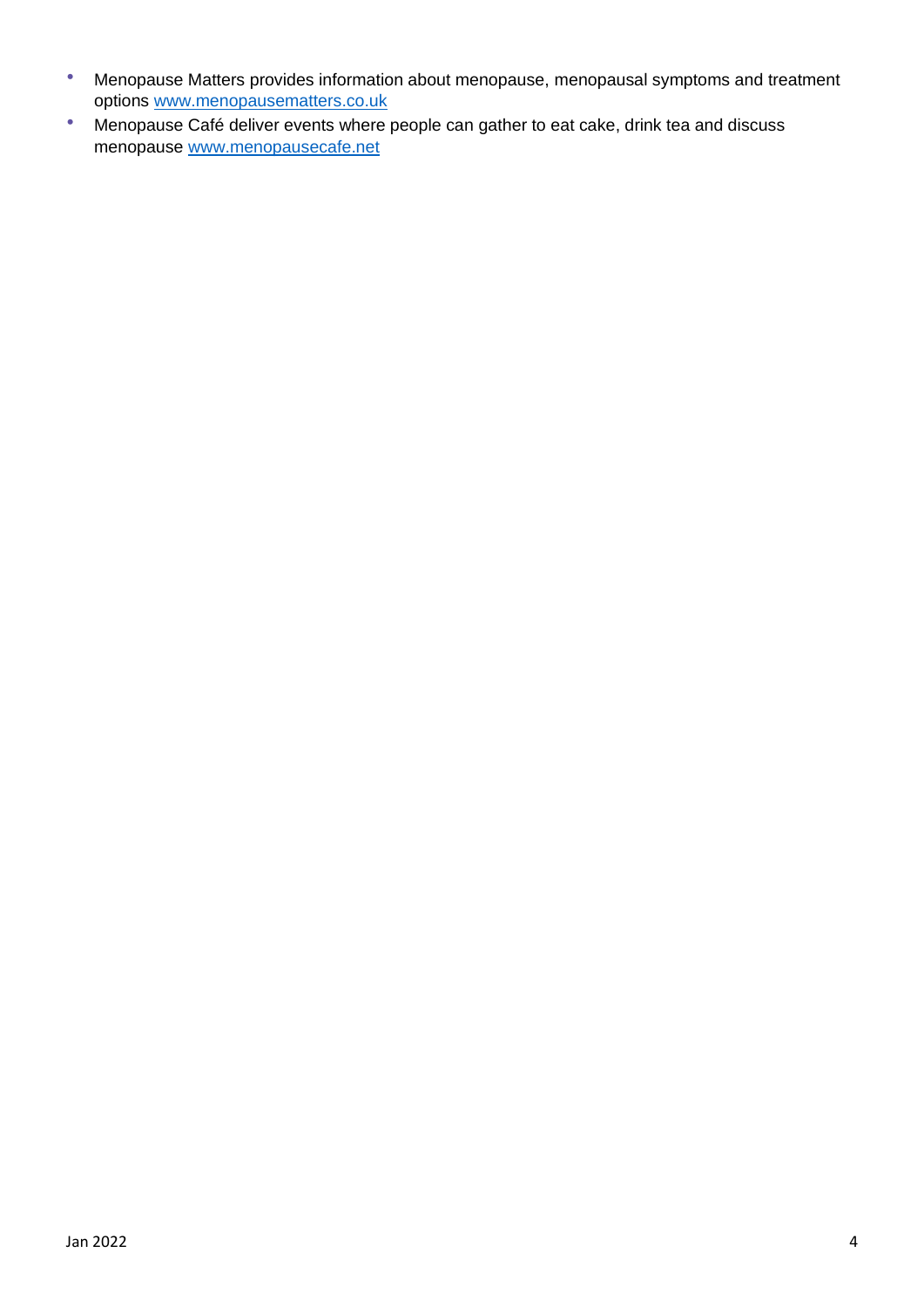- Menopause Matters provides information about menopause, menopausal symptoms and treatment options www.menopausematters.co.uk
- Menopause Café deliver events where people can gather to eat cake, drink tea and discuss menopause www.menopausecafe.net